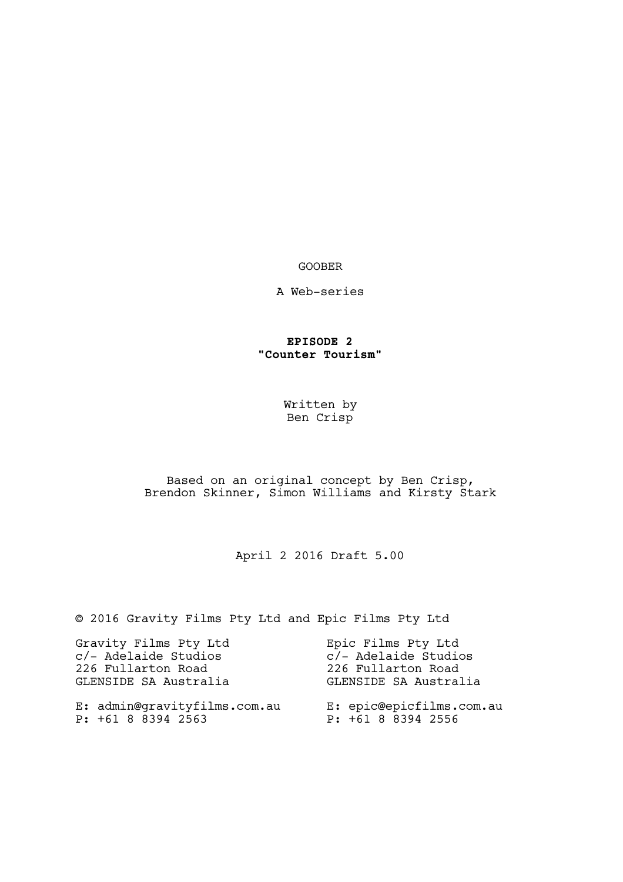GOOBER

A Web-series

**EPISODE 2**
**"Counter Tourism"**

Written by
Ben Crisp

Based on an original concept by Ben Crisp,
Brendon Skinner, Simon Williams and Kirsty Stark

April 2 2016 Draft 5.00

© 2016 Gravity Films Pty Ltd and Epic Films Pty Ltd

Gravity Films Pty Ltd
c/- Adelaide Studios
226 Fullarton Road
GLENSIDE SA Australia

E: admin@gravityfilms.com.au
P: +61 8 8394 2563

Epic Films Pty Ltd
c/- Adelaide Studios
226 Fullarton Road
GLENSIDE SA Australia

E: epic@epicfilms.com.au
P: +61 8 8394 2556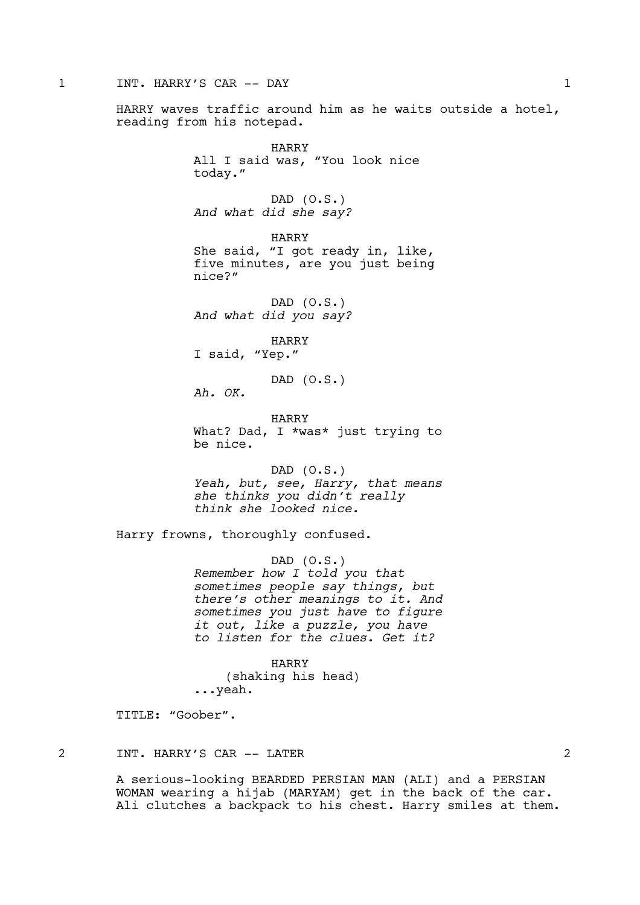1 INT. HARRY'S CAR -- DAY 1

HARRY waves traffic around him as he waits outside a hotel, reading from his notepad.

HARRY
All I said was, "You look nice today."

DAD (O.S.)
*And what did she say?*

HARRY
She said, "I got ready in, like, five minutes, are you just being nice?"

DAD (O.S.)
*And what did you say?*

HARRY
I said, "Yep."

DAD (O.S.)
*Ah. OK.*

HARRY
What? Dad, I *was* just trying to be nice.

DAD (O.S.)
*Yeah, but, see, Harry, that means she thinks you didn't really think she looked nice.*

Harry frowns, thoroughly confused.

DAD (O.S.)
*Remember how I told you that sometimes people say things, but there's other meanings to it. And sometimes you just have to figure it out, like a puzzle, you have to listen for the clues. Get it?*

HARRY
(shaking his head)
...yeah.

TITLE: "Goober".

2 INT. HARRY'S CAR -- LATER 2

A serious-looking BEARDED PERSIAN MAN (ALI) and a PERSIAN WOMAN wearing a hijab (MARYAM) get in the back of the car. Ali clutches a backpack to his chest. Harry smiles at them.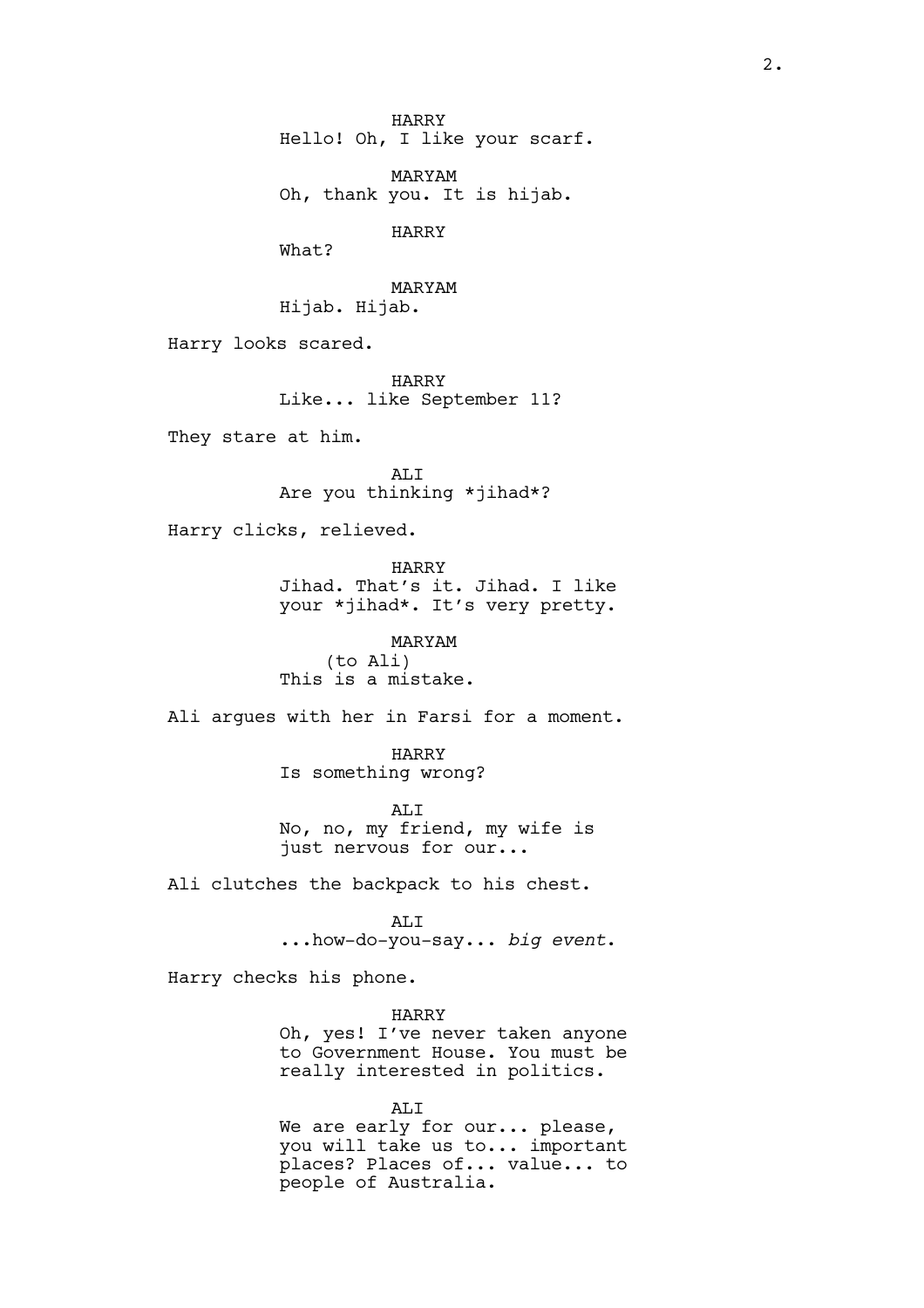HARRY
Hello! Oh, I like your scarf.

MARYAM
Oh, thank you. It is hijab.

HARRY
What?

MARYAM
Hijab. Hijab.

Harry looks scared.

HARRY
Like... like September 11?

They stare at him.

ALI
Are you thinking *jihad*?

Harry clicks, relieved.

HARRY
Jihad. That's it. Jihad. I like your *jihad*. It's very pretty.

MARYAM
(to Ali)
This is a mistake.

Ali argues with her in Farsi for a moment.

HARRY
Is something wrong?

ALI
No, no, my friend, my wife is just nervous for our...

Ali clutches the backpack to his chest.

ALI
...how-do-you-say... *big event*.

Harry checks his phone.

HARRY
Oh, yes! I've never taken anyone to Government House. You must be really interested in politics.

ALI
We are early for our... please, you will take us to... important places? Places of... value... to people of Australia.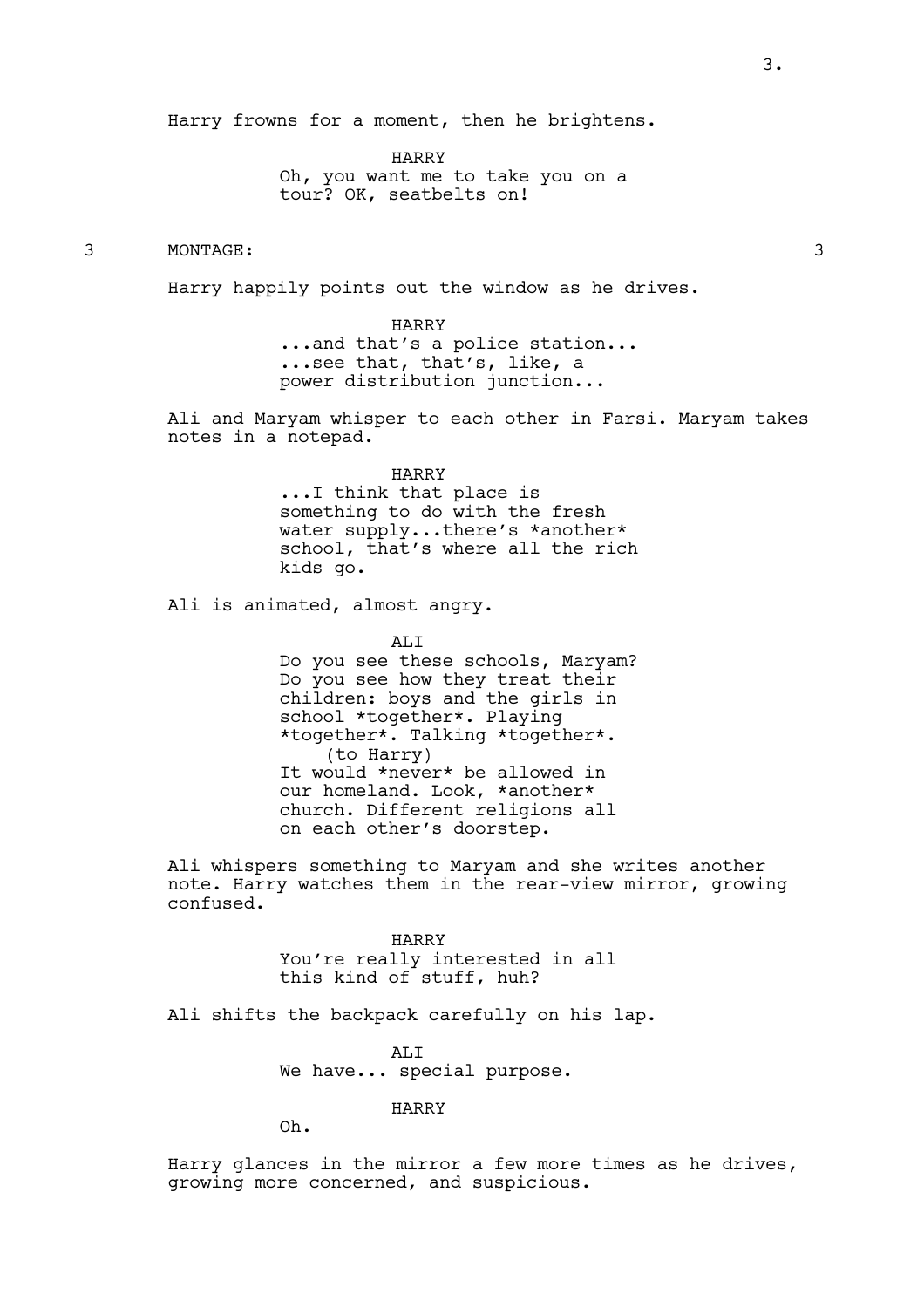Harry frowns for a moment, then he brightens.

HARRY
Oh, you want me to take you on a tour? OK, seatbelts on!

3 MONTAGE: 3

Harry happily points out the window as he drives.

HARRY
...and that's a police station...
...see that, that's, like, a power distribution junction...

Ali and Maryam whisper to each other in Farsi. Maryam takes notes in a notepad.

HARRY
...I think that place is something to do with the fresh water supply...there's *another* school, that's where all the rich kids go.

Ali is animated, almost angry.

ALI
Do you see these schools, Maryam? Do you see how they treat their children: boys and the girls in school *together*. Playing *together*. Talking *together*.
(to Harry)
It would *never* be allowed in our homeland. Look, *another* church. Different religions all on each other's doorstep.

Ali whispers something to Maryam and she writes another note. Harry watches them in the rear-view mirror, growing confused.

HARRY
You're really interested in all this kind of stuff, huh?

Ali shifts the backpack carefully on his lap.

ALI
We have... special purpose.

HARRY
Oh.

Harry glances in the mirror a few more times as he drives, growing more concerned, and suspicious.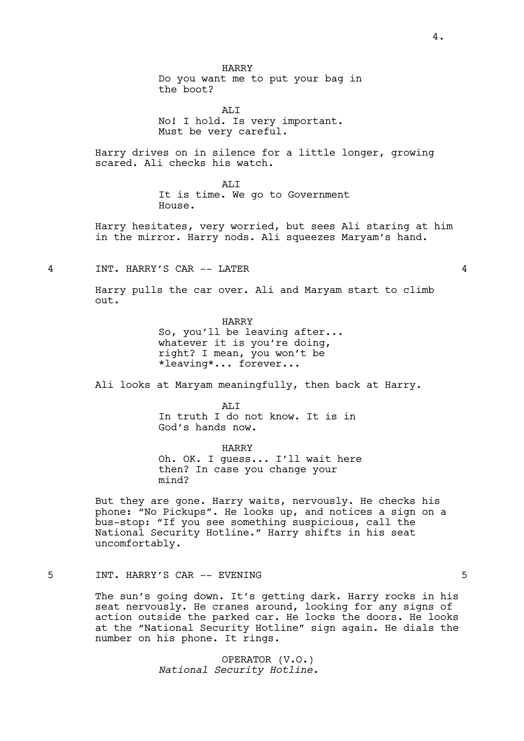HARRY
Do you want me to put your bag in the boot?

ALI
No! I hold. Is very important. Must be very careful.

Harry drives on in silence for a little longer, growing scared. Ali checks his watch.

ALI
It is time. We go to Government House.

Harry hesitates, very worried, but sees Ali staring at him in the mirror. Harry nods. Ali squeezes Maryam's hand.

4 INT. HARRY'S CAR -- LATER 4

Harry pulls the car over. Ali and Maryam start to climb out.

HARRY
So, you'll be leaving after... whatever it is you're doing, right? I mean, you won't be *leaving*... forever...

Ali looks at Maryam meaningfully, then back at Harry.

ALI
In truth I do not know. It is in God's hands now.

HARRY
Oh. OK. I guess... I'll wait here then? In case you change your mind?

But they are gone. Harry waits, nervously. He checks his phone: "No Pickups". He looks up, and notices a sign on a bus-stop: "If you see something suspicious, call the National Security Hotline." Harry shifts in his seat uncomfortably.

5 INT. HARRY'S CAR -- EVENING 5

The sun's going down. It's getting dark. Harry rocks in his seat nervously. He cranes around, looking for any signs of action outside the parked car. He locks the doors. He looks at the "National Security Hotline" sign again. He dials the number on his phone. It rings.

OPERATOR (V.O.)
*National Security Hotline.*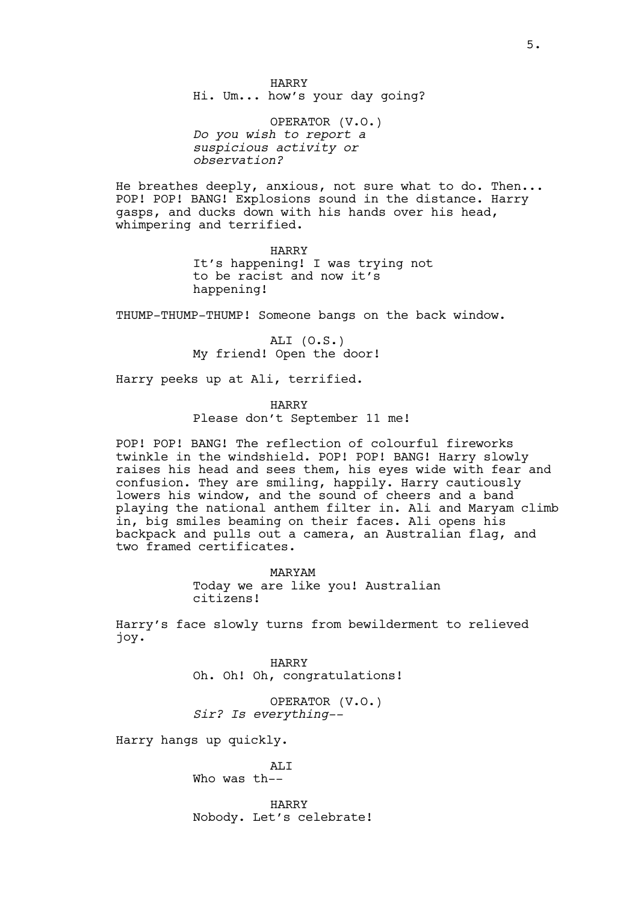HARRY
Hi. Um... how's your day going?

OPERATOR (V.O.)
*Do you wish to report a suspicious activity or observation?*

He breathes deeply, anxious, not sure what to do. Then... POP! POP! BANG! Explosions sound in the distance. Harry gasps, and ducks down with his hands over his head, whimpering and terrified.

HARRY
It's happening! I was trying not to be racist and now it's happening!

THUMP-THUMP-THUMP! Someone bangs on the back window.

ALI (O.S.)
My friend! Open the door!

Harry peeks up at Ali, terrified.

HARRY
Please don't September 11 me!

POP! POP! BANG! The reflection of colourful fireworks twinkle in the windshield. POP! POP! BANG! Harry slowly raises his head and sees them, his eyes wide with fear and confusion. They are smiling, happily. Harry cautiously lowers his window, and the sound of cheers and a band playing the national anthem filter in. Ali and Maryam climb in, big smiles beaming on their faces. Ali opens his backpack and pulls out a camera, an Australian flag, and two framed certificates.

MARYAM
Today we are like you! Australian citizens!

Harry's face slowly turns from bewilderment to relieved joy.

HARRY
Oh. Oh! Oh, congratulations!

OPERATOR (V.O.)
*Sir? Is everything--*

Harry hangs up quickly.

ALI
Who was th--

HARRY
Nobody. Let's celebrate!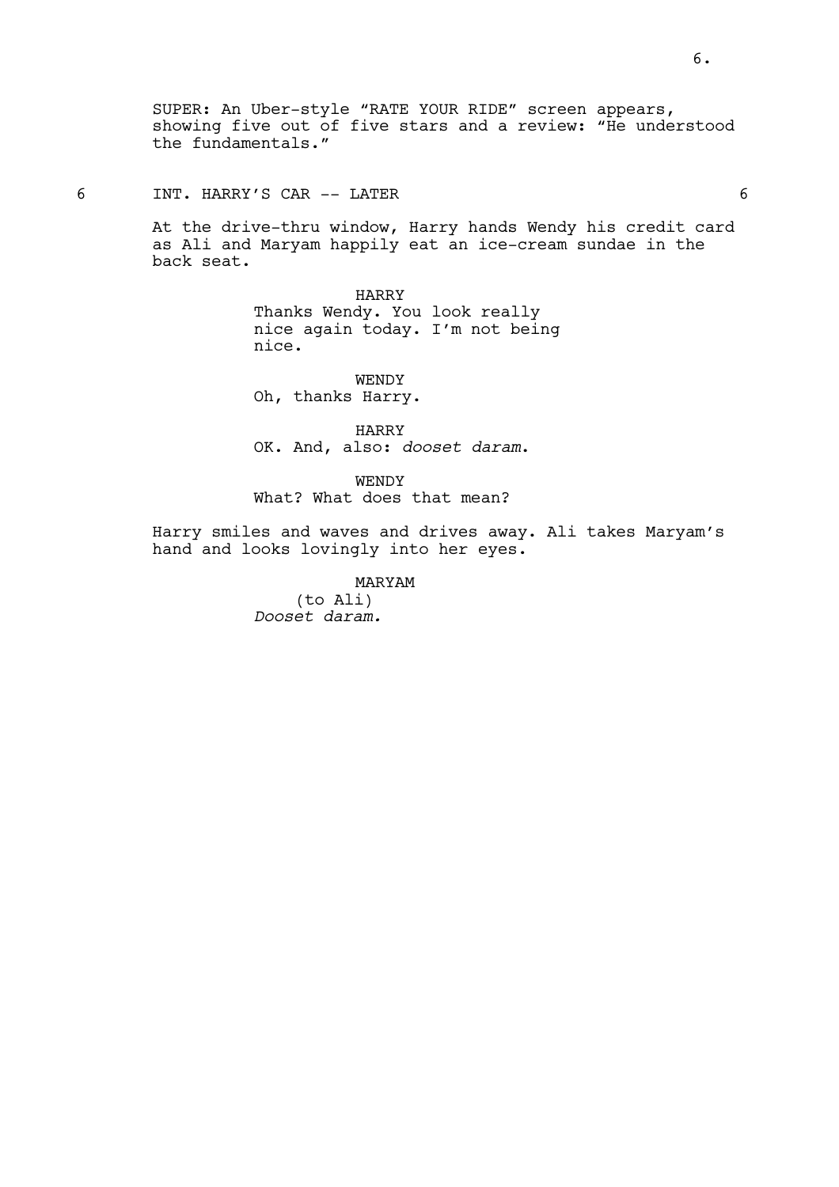SUPER: An Uber-style “RATE YOUR RIDE” screen appears, showing five out of five stars and a review: “He understood the fundamentals.”

6 INT. HARRY’S CAR -- LATER 6

At the drive-thru window, Harry hands Wendy his credit card as Ali and Maryam happily eat an ice-cream sundae in the back seat.

HARRY
Thanks Wendy. You look really nice again today. I’m not being nice.

WENDY
Oh, thanks Harry.

HARRY
OK. And, also: *dooset daram*.

WENDY
What? What does that mean?

Harry smiles and waves and drives away. Ali takes Maryam’s hand and looks lovingly into her eyes.

MARYAM
(to Ali)
*Dooset daram.*